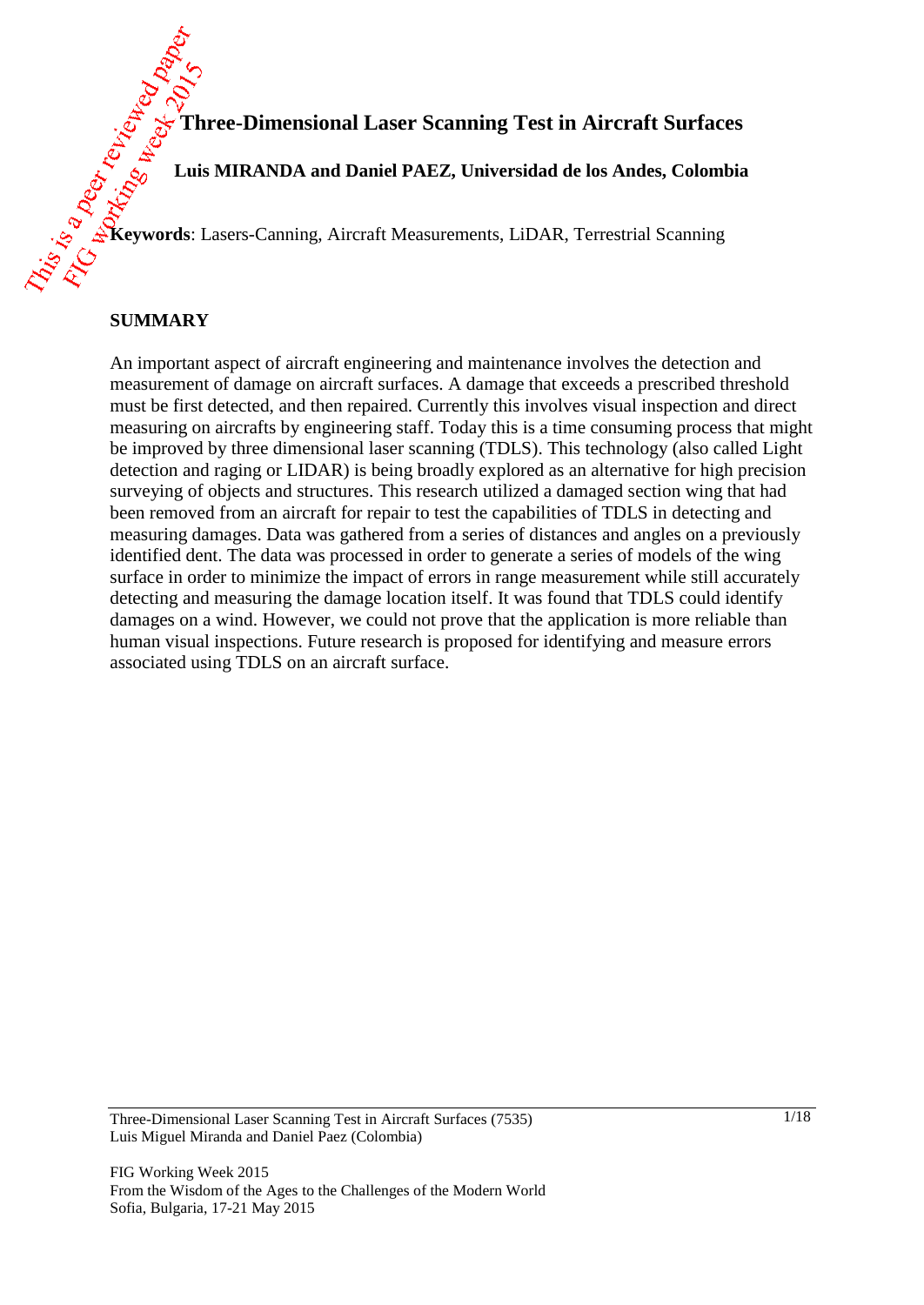# Three-Dimensional Laser Scanning Test in Aircraft Surfaces

**Luis MIRANDA and Daniel PAEZ, Universidad de los Andes, Colombia**

**Keywords**: Lasers-Canning, Aircraft Measurements, LiDAR, Terrestrial Scanning

## SUMMARY

An important aspect of aircraft engineering and maintenance involves the detection and measurement of damage on aircraft surfaces. A damage that exceeds a prescribed threshold must be first detected, and then repaired. Currently this involves visual inspection and direct measuring on aircrafts by engineering staff. Today this is a time consuming process that might be improved by three dimensional laser scanning (TDLS). This technology (also called Light detection and raging or LIDAR) is being broadly explored as an alternative for high precision surveying of objects and structures. This research utilized a damaged section wing that had been removed from an aircraft for repair to test the capabilities of TDLS in detecting and measuring damages. Data was gathered from a series of distances and angles on a previously identified dent. The data was processed in order to generate a series of models of the wing surface in order to minimize the impact of errors in range measurement while still accurately detecting and measuring the damage location itself. It was found that TDLS could identify damages on a wind. However, we could not prove that the application is more reliable than human visual inspections. Future research is proposed for identifying and measure errors associated using TDLS on an aircraft surface.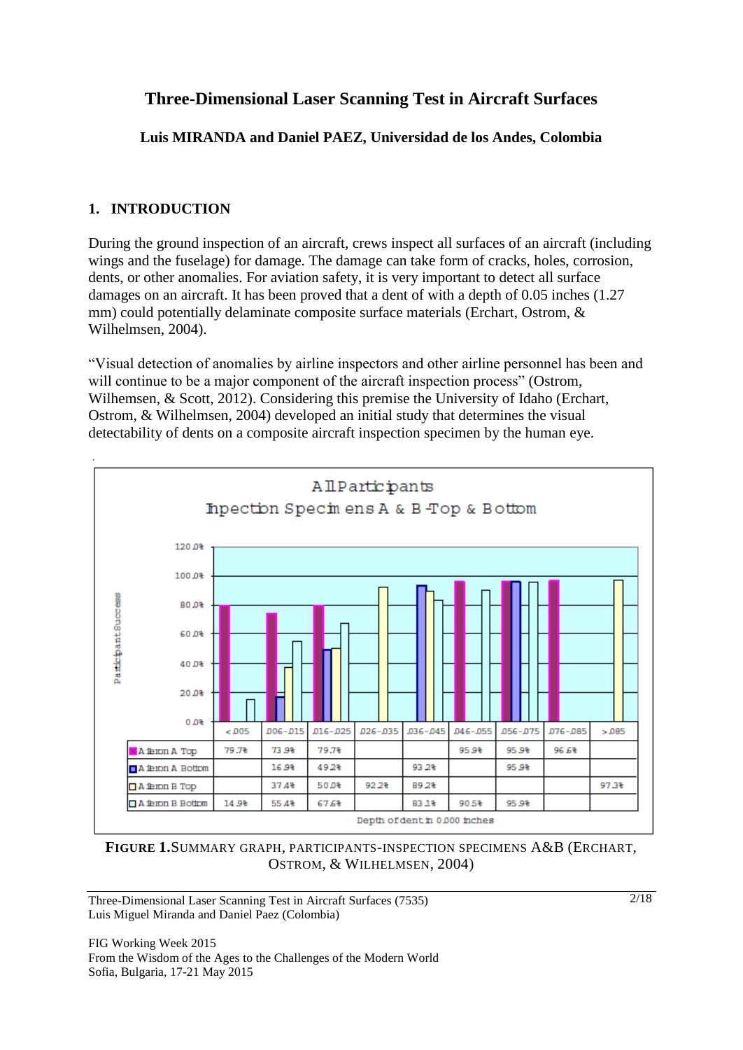# Three-Dimensional Laser Scanning Test in Aircraft Surfaces

**Luis MIRANDA and Daniel PAEZ, Universidad de los Andes, Colombia**

## 1. INTRODUCTION

During the ground inspection of an aircraft, crews inspect all surfaces of an aircraft (including wings and the fuselage) for damage. The damage can take form of cracks, holes, corrosion, dents, or other anomalies. For aviation safety, it is very important to detect all surface damages on an aircraft. It has been proved that a dent of with a depth of 0.05 inches (1.27 mm) could potentially delaminate composite surface materials (Erchart, Ostrom, & Wilhelmsen, 2004).

"Visual detection of anomalies by airline inspectors and other airline personnel has been and will continue to be a major component of the aircraft inspection process" (Ostrom, Wilhemsen, & Scott, 2012). Considering this premise the University of Idaho (Erchart, Ostrom, & Wilhelmsen, 2004) developed an initial study that determines the visual detectability of dents on a composite aircraft inspection specimen by the human eye.

All Participants
Inpection Specimens A & B Top & Bottom

Participant Success

| | <.005 | .006-.015 | .016-.025 | .026-.035 | .036-.045 | .046-.055 | .056-.075 | .076-.085 | >.085 |
|---|---|---|---|---|---|---|---|---|---|
| Aileron A Top | 79.7% | 73.9% | 79.7% | | | 95.9% | 95.9% | 96.6% | |
| Aileron A Bottom | | 16.9% | 49.2% | | 93.2% | | 95.9% | | |
| Aileron B Top | | 37.4% | 50.0% | 92.2% | 89.2% | | | | 97.3% |
| Aileron B Bottom | 14.9% | 55.4% | 67.6% | | 83.1% | 90.5% | 95.9% | | |

Depth of dent in 0.000 inches

**FIGURE 1.** SUMMARY GRAPH, PARTICIPANTS-INSPECTION SPECIMENS A&B (ERCHART, OSTROM, & WILHELMSEN, 2004)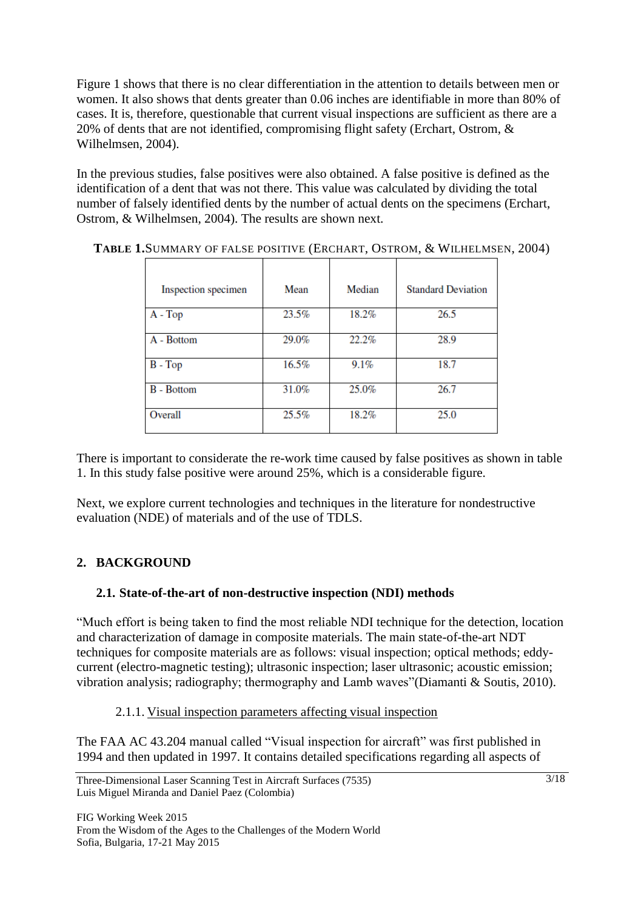Figure 1 shows that there is no clear differentiation in the attention to details between men or women. It also shows that dents greater than 0.06 inches are identifiable in more than 80% of cases. It is, therefore, questionable that current visual inspections are sufficient as there are a 20% of dents that are not identified, compromising flight safety (Erchart, Ostrom, & Wilhelmsen, 2004).

In the previous studies, false positives were also obtained. A false positive is defined as the identification of a dent that was not there. This value was calculated by dividing the total number of falsely identified dents by the number of actual dents on the specimens (Erchart, Ostrom, & Wilhelmsen, 2004). The results are shown next.

**TABLE 1.** SUMMARY OF FALSE POSITIVE (ERCHART, OSTROM, & WILHELMSEN, 2004)

| Inspection specimen | Mean | Median | Standard Deviation |
|---|---|---|---|
| A - Top | 23.5% | 18.2% | 26.5 |
| A - Bottom | 29.0% | 22.2% | 28.9 |
| B - Top | 16.5% | 9.1% | 18.7 |
| B - Bottom | 31.0% | 25.0% | 26.7 |
| Overall | 25.5% | 18.2% | 25.0 |

There is important to considerate the re-work time caused by false positives as shown in table 1. In this study false positive were around 25%, which is a considerable figure.

Next, we explore current technologies and techniques in the literature for nondestructive evaluation (NDE) of materials and of the use of TDLS.

## 2. BACKGROUND

### 2.1. State-of-the-art of non-destructive inspection (NDI) methods

"Much effort is being taken to find the most reliable NDI technique for the detection, location and characterization of damage in composite materials. The main state-of-the-art NDT techniques for composite materials are as follows: visual inspection; optical methods; eddy-current (electro-magnetic testing); ultrasonic inspection; laser ultrasonic; acoustic emission; vibration analysis; radiography; thermography and Lamb waves"(Diamanti & Soutis, 2010).

#### 2.1.1. Visual inspection parameters affecting visual inspection

The FAA AC 43.204 manual called "Visual inspection for aircraft" was first published in 1994 and then updated in 1997. It contains detailed specifications regarding all aspects of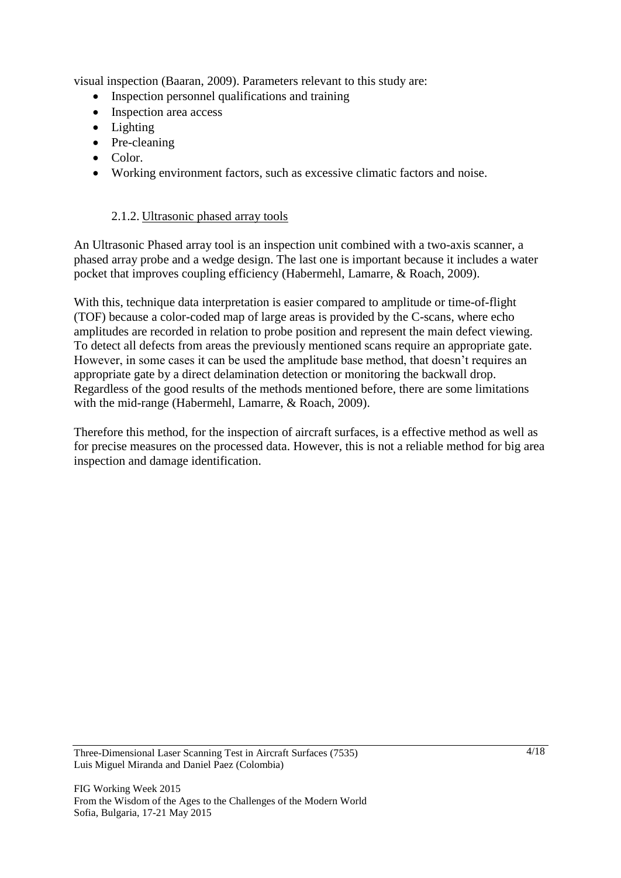visual inspection (Baaran, 2009). Parameters relevant to this study are:

- Inspection personnel qualifications and training
- Inspection area access
- Lighting
- Pre-cleaning
- Color.
- Working environment factors, such as excessive climatic factors and noise.

### 2.1.2. Ultrasonic phased array tools

An Ultrasonic Phased array tool is an inspection unit combined with a two-axis scanner, a phased array probe and a wedge design. The last one is important because it includes a water pocket that improves coupling efficiency (Habermehl, Lamarre, & Roach, 2009).

With this, technique data interpretation is easier compared to amplitude or time-of-flight (TOF) because a color-coded map of large areas is provided by the C-scans, where echo amplitudes are recorded in relation to probe position and represent the main defect viewing. To detect all defects from areas the previously mentioned scans require an appropriate gate. However, in some cases it can be used the amplitude base method, that doesn't requires an appropriate gate by a direct delamination detection or monitoring the backwall drop. Regardless of the good results of the methods mentioned before, there are some limitations with the mid-range (Habermehl, Lamarre, & Roach, 2009).

Therefore this method, for the inspection of aircraft surfaces, is a effective method as well as for precise measures on the processed data. However, this is not a reliable method for big area inspection and damage identification.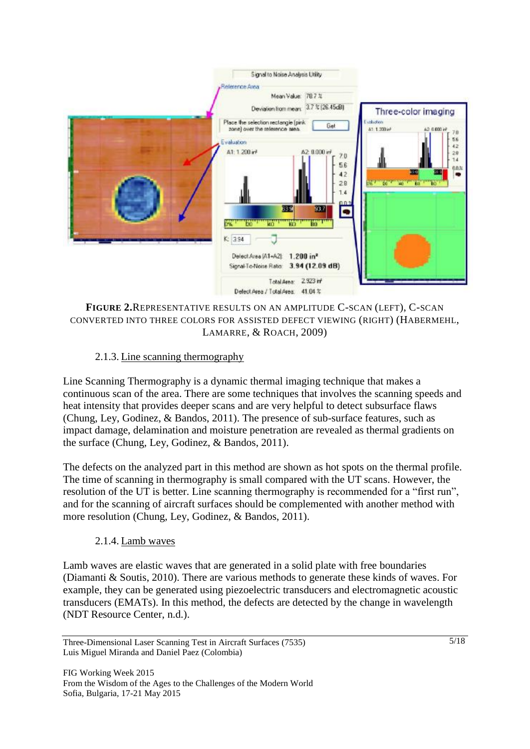**FIGURE 2.** REPRESENTATIVE RESULTS ON AN AMPLITUDE C-SCAN (LEFT), C-SCAN CONVERTED INTO THREE COLORS FOR ASSISTED DEFECT VIEWING (RIGHT) (HABERMEHL, LAMARRE, & ROACH, 2009)

### 2.1.3. Line scanning thermography

Line Scanning Thermography is a dynamic thermal imaging technique that makes a continuous scan of the area. There are some techniques that involves the scanning speeds and heat intensity that provides deeper scans and are very helpful to detect subsurface flaws (Chung, Ley, Godinez, & Bandos, 2011). The presence of sub-surface features, such as impact damage, delamination and moisture penetration are revealed as thermal gradients on the surface (Chung, Ley, Godinez, & Bandos, 2011).

The defects on the analyzed part in this method are shown as hot spots on the thermal profile. The time of scanning in thermography is small compared with the UT scans. However, the resolution of the UT is better. Line scanning thermography is recommended for a "first run", and for the scanning of aircraft surfaces should be complemented with another method with more resolution (Chung, Ley, Godinez, & Bandos, 2011).

### 2.1.4. Lamb waves

Lamb waves are elastic waves that are generated in a solid plate with free boundaries (Diamanti & Soutis, 2010). There are various methods to generate these kinds of waves. For example, they can be generated using piezoelectric transducers and electromagnetic acoustic transducers (EMATs). In this method, the defects are detected by the change in wavelength (NDT Resource Center, n.d.).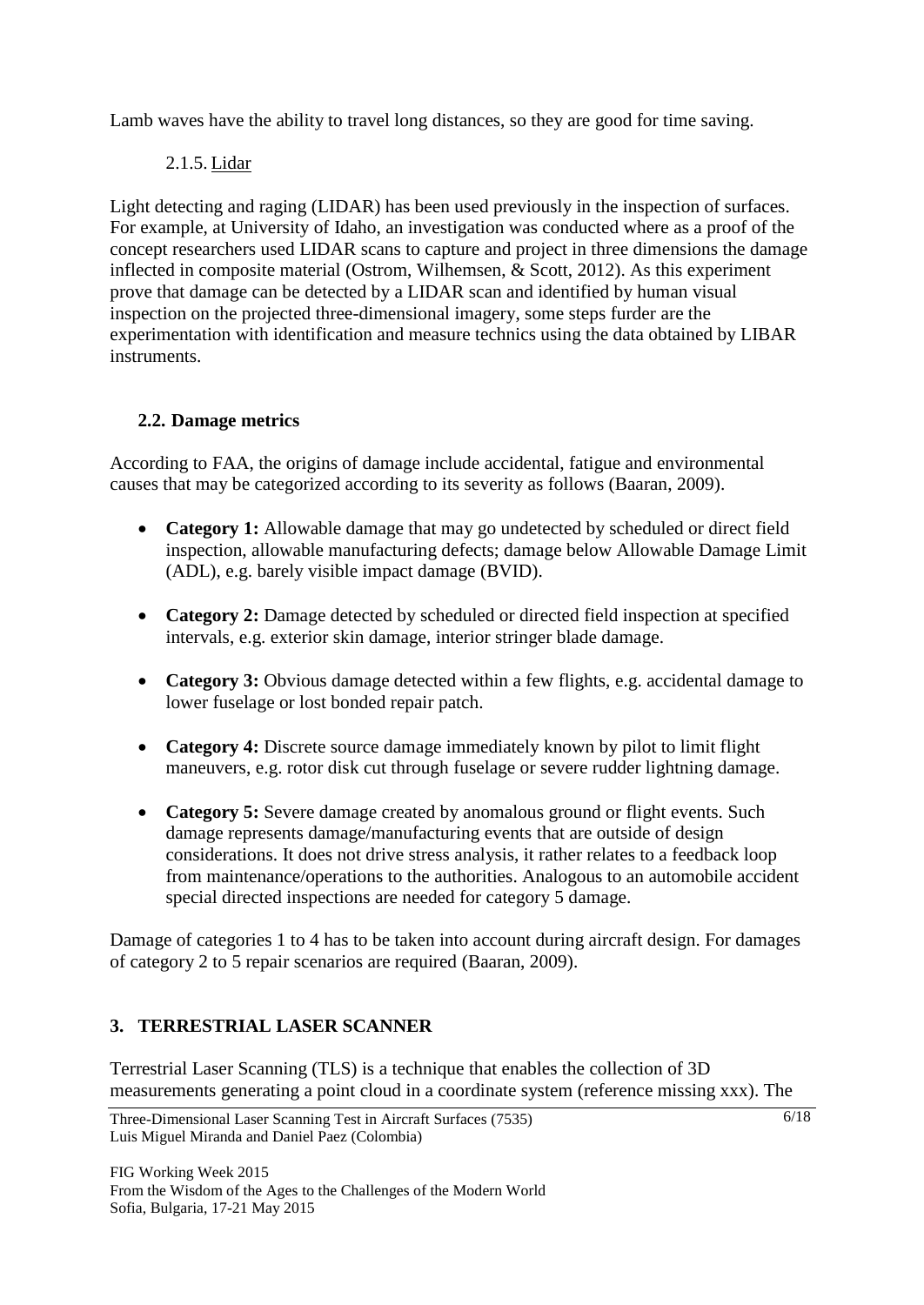Lamb waves have the ability to travel long distances, so they are good for time saving.

#### 2.1.5. Lidar

Light detecting and raging (LIDAR) has been used previously in the inspection of surfaces. For example, at University of Idaho, an investigation was conducted where as a proof of the concept researchers used LIDAR scans to capture and project in three dimensions the damage inflected in composite material (Ostrom, Wilhemsen, & Scott, 2012). As this experiment prove that damage can be detected by a LIDAR scan and identified by human visual inspection on the projected three-dimensional imagery, some steps furder are the experimentation with identification and measure technics using the data obtained by LIBAR instruments.

### 2.2. Damage metrics

According to FAA, the origins of damage include accidental, fatigue and environmental causes that may be categorized according to its severity as follows (Baaran, 2009).

- **Category 1:** Allowable damage that may go undetected by scheduled or direct field inspection, allowable manufacturing defects; damage below Allowable Damage Limit (ADL), e.g. barely visible impact damage (BVID).

- **Category 2:** Damage detected by scheduled or directed field inspection at specified intervals, e.g. exterior skin damage, interior stringer blade damage.

- **Category 3:** Obvious damage detected within a few flights, e.g. accidental damage to lower fuselage or lost bonded repair patch.

- **Category 4:** Discrete source damage immediately known by pilot to limit flight maneuvers, e.g. rotor disk cut through fuselage or severe rudder lightning damage.

- **Category 5:** Severe damage created by anomalous ground or flight events. Such damage represents damage/manufacturing events that are outside of design considerations. It does not drive stress analysis, it rather relates to a feedback loop from maintenance/operations to the authorities. Analogous to an automobile accident special directed inspections are needed for category 5 damage.

Damage of categories 1 to 4 has to be taken into account during aircraft design. For damages of category 2 to 5 repair scenarios are required (Baaran, 2009).

## 3. TERRESTRIAL LASER SCANNER

Terrestrial Laser Scanning (TLS) is a technique that enables the collection of 3D measurements generating a point cloud in a coordinate system (reference missing xxx). The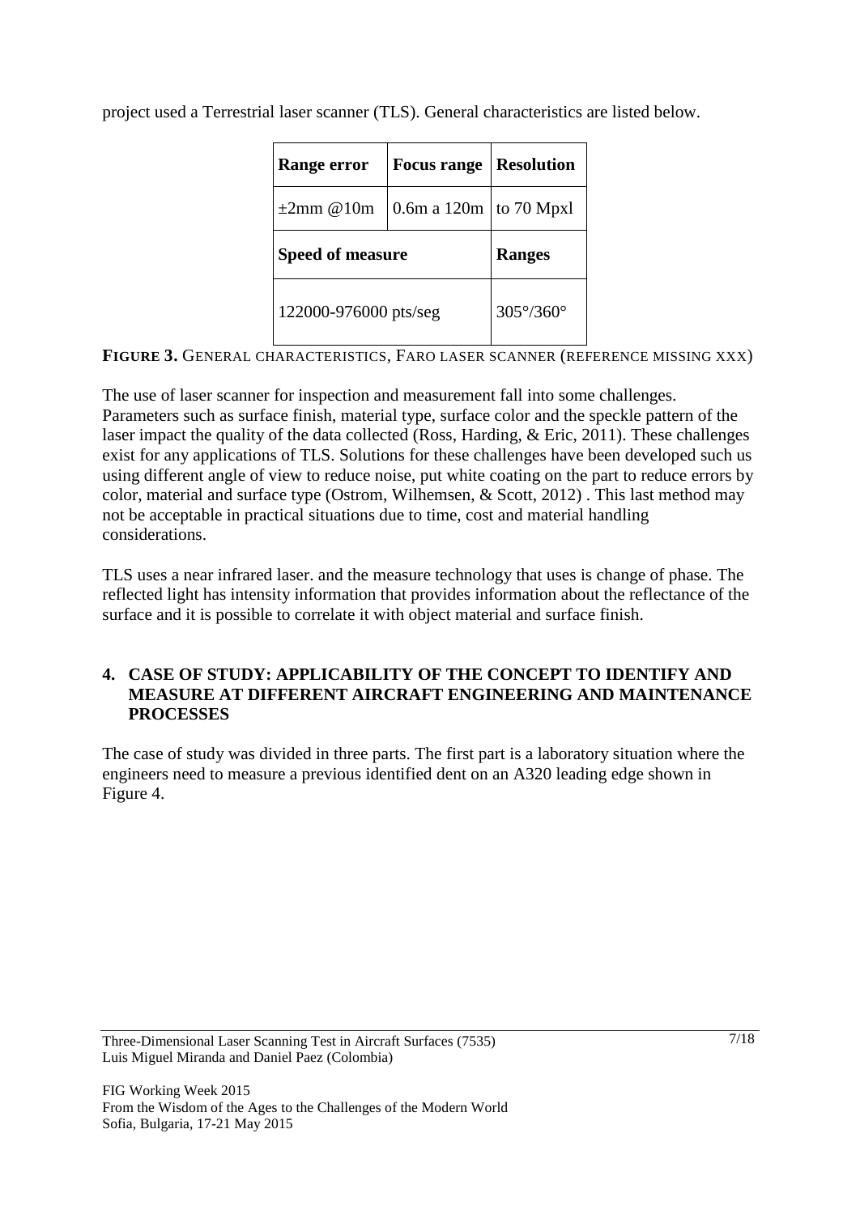project used a Terrestrial laser scanner (TLS). General characteristics are listed below.

| Range error | Focus range | Resolution |
|---|---|---|
| ±2mm @10m | 0.6m a 120m | to 70 Mpxl |
| **Speed of measure** | | **Ranges** |
| 122000-976000 pts/seg | | 305°/360° |

**FIGURE 3.** GENERAL CHARACTERISTICS, FARO LASER SCANNER (REFERENCE MISSING XXX)

The use of laser scanner for inspection and measurement fall into some challenges. Parameters such as surface finish, material type, surface color and the speckle pattern of the laser impact the quality of the data collected (Ross, Harding, & Eric, 2011). These challenges exist for any applications of TLS. Solutions for these challenges have been developed such us using different angle of view to reduce noise, put white coating on the part to reduce errors by color, material and surface type (Ostrom, Wilhemsen, & Scott, 2012) . This last method may not be acceptable in practical situations due to time, cost and material handling considerations.

TLS uses a near infrared laser. and the measure technology that uses is change of phase. The reflected light has intensity information that provides information about the reflectance of the surface and it is possible to correlate it with object material and surface finish.

## 4. CASE OF STUDY: APPLICABILITY OF THE CONCEPT TO IDENTIFY AND MEASURE AT DIFFERENT AIRCRAFT ENGINEERING AND MAINTENANCE PROCESSES

The case of study was divided in three parts. The first part is a laboratory situation where the engineers need to measure a previous identified dent on an A320 leading edge shown in Figure 4.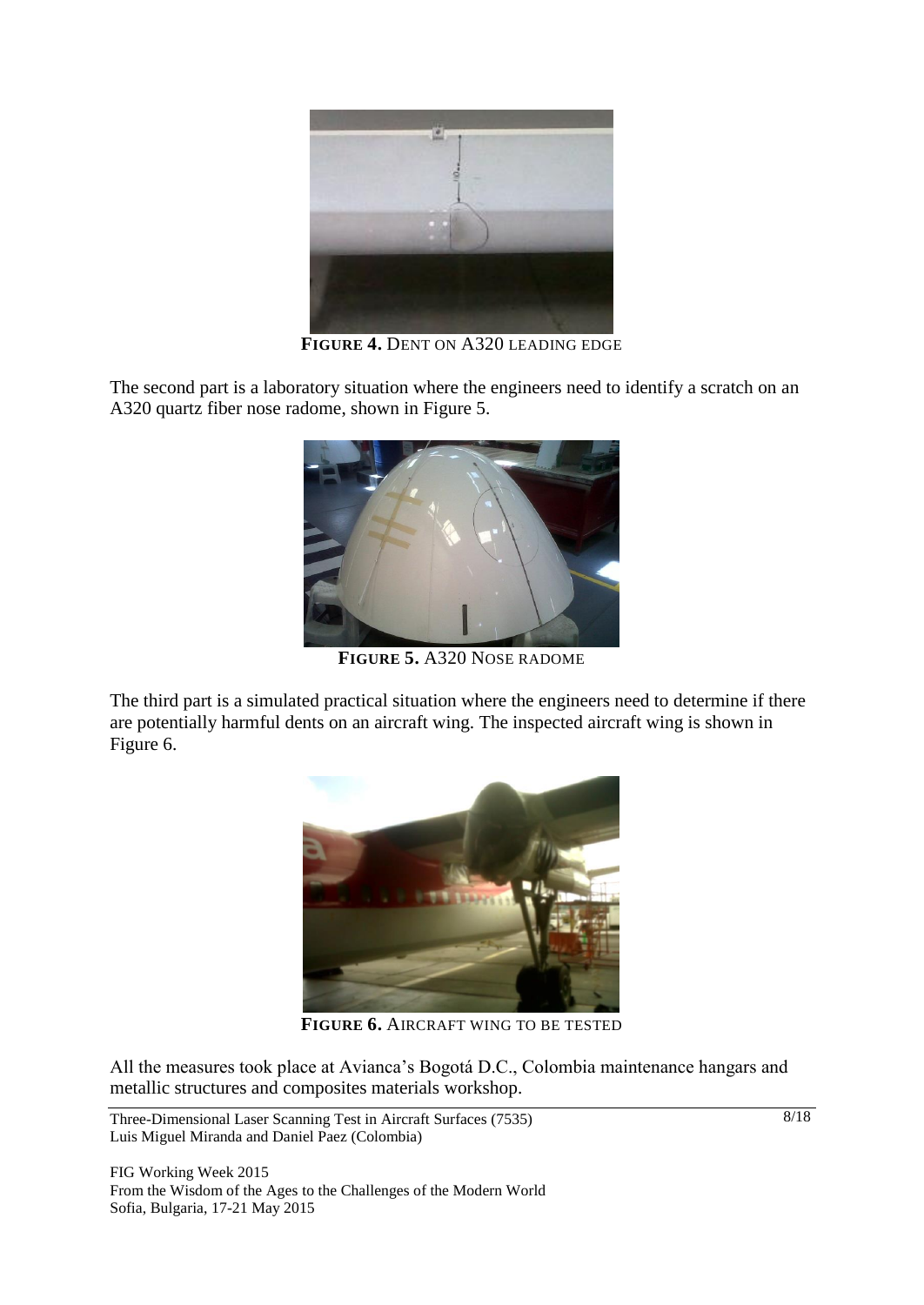**FIGURE 4.** DENT ON A320 LEADING EDGE

The second part is a laboratory situation where the engineers need to identify a scratch on an A320 quartz fiber nose radome, shown in Figure 5.

**FIGURE 5.** A320 NOSE RADOME

The third part is a simulated practical situation where the engineers need to determine if there are potentially harmful dents on an aircraft wing. The inspected aircraft wing is shown in Figure 6.

**FIGURE 6.** AIRCRAFT WING TO BE TESTED

All the measures took place at Avianca's Bogotá D.C., Colombia maintenance hangars and metallic structures and composites materials workshop.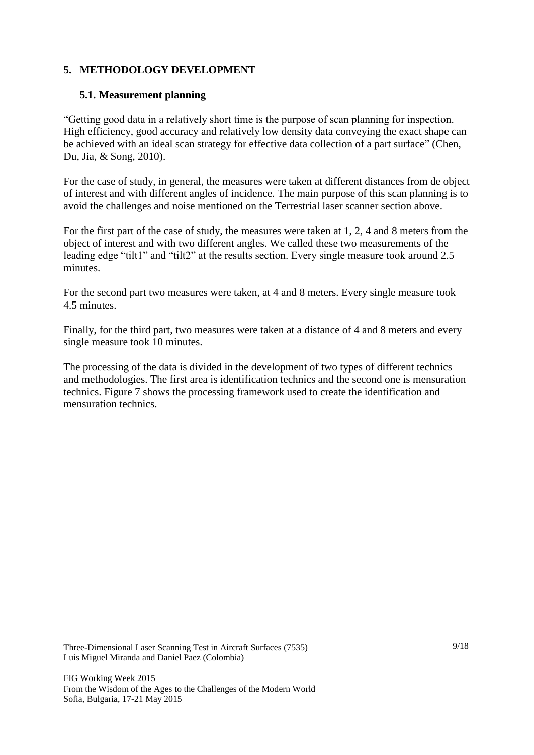## 5. METHODOLOGY DEVELOPMENT

### 5.1. Measurement planning

"Getting good data in a relatively short time is the purpose of scan planning for inspection. High efficiency, good accuracy and relatively low density data conveying the exact shape can be achieved with an ideal scan strategy for effective data collection of a part surface" (Chen, Du, Jia, & Song, 2010).

For the case of study, in general, the measures were taken at different distances from de object of interest and with different angles of incidence. The main purpose of this scan planning is to avoid the challenges and noise mentioned on the Terrestrial laser scanner section above.

For the first part of the case of study, the measures were taken at 1, 2, 4 and 8 meters from the object of interest and with two different angles. We called these two measurements of the leading edge "tilt1" and "tilt2" at the results section. Every single measure took around 2.5 minutes.

For the second part two measures were taken, at 4 and 8 meters. Every single measure took 4.5 minutes.

Finally, for the third part, two measures were taken at a distance of 4 and 8 meters and every single measure took 10 minutes.

The processing of the data is divided in the development of two types of different technics and methodologies. The first area is identification technics and the second one is mensuration technics. Figure 7 shows the processing framework used to create the identification and mensuration technics.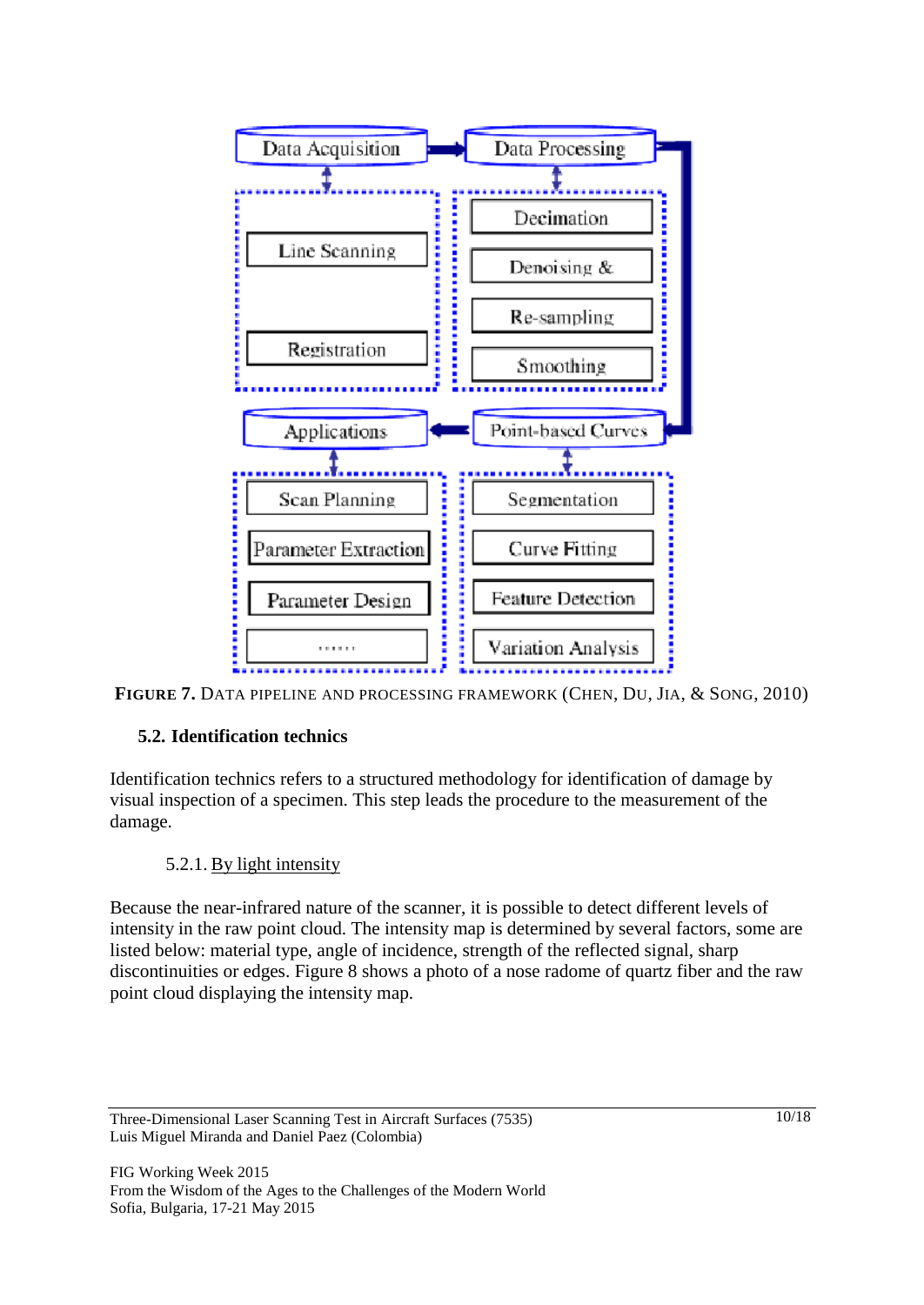**FIGURE 7.** DATA PIPELINE AND PROCESSING FRAMEWORK (CHEN, DU, JIA, & SONG, 2010)

### 5.2. Identification technics

Identification technics refers to a structured methodology for identification of damage by visual inspection of a specimen. This step leads the procedure to the measurement of the damage.

#### 5.2.1. By light intensity

Because the near-infrared nature of the scanner, it is possible to detect different levels of intensity in the raw point cloud. The intensity map is determined by several factors, some are listed below: material type, angle of incidence, strength of the reflected signal, sharp discontinuities or edges. Figure 8 shows a photo of a nose radome of quartz fiber and the raw point cloud displaying the intensity map.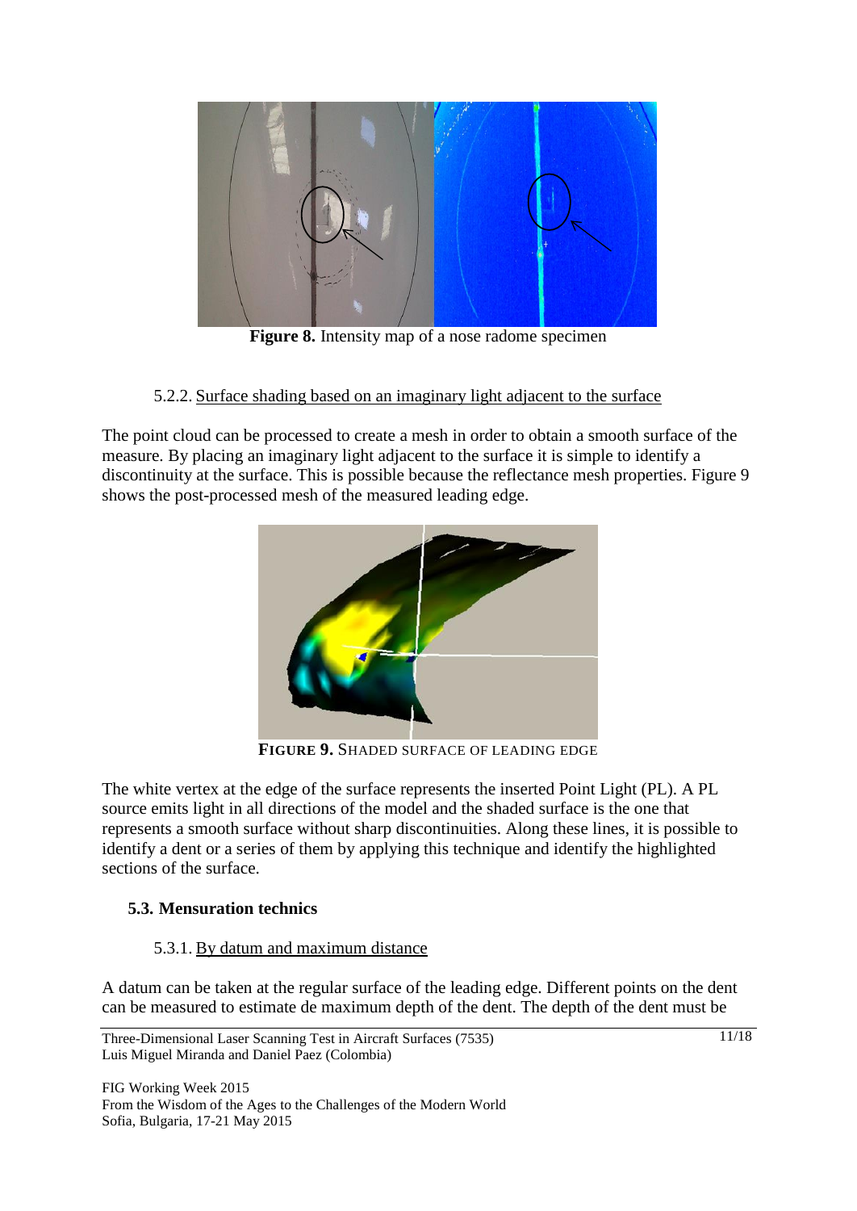**Figure 8.** Intensity map of a nose radome specimen

5.2.2. Surface shading based on an imaginary light adjacent to the surface

The point cloud can be processed to create a mesh in order to obtain a smooth surface of the measure. By placing an imaginary light adjacent to the surface it is simple to identify a discontinuity at the surface. This is possible because the reflectance mesh properties. Figure 9 shows the post-processed mesh of the measured leading edge.

**FIGURE 9.** SHADED SURFACE OF LEADING EDGE

The white vertex at the edge of the surface represents the inserted Point Light (PL). A PL source emits light in all directions of the model and the shaded surface is the one that represents a smooth surface without sharp discontinuities. Along these lines, it is possible to identify a dent or a series of them by applying this technique and identify the highlighted sections of the surface.

### 5.3. Mensuration technics

5.3.1. By datum and maximum distance

A datum can be taken at the regular surface of the leading edge. Different points on the dent can be measured to estimate de maximum depth of the dent. The depth of the dent must be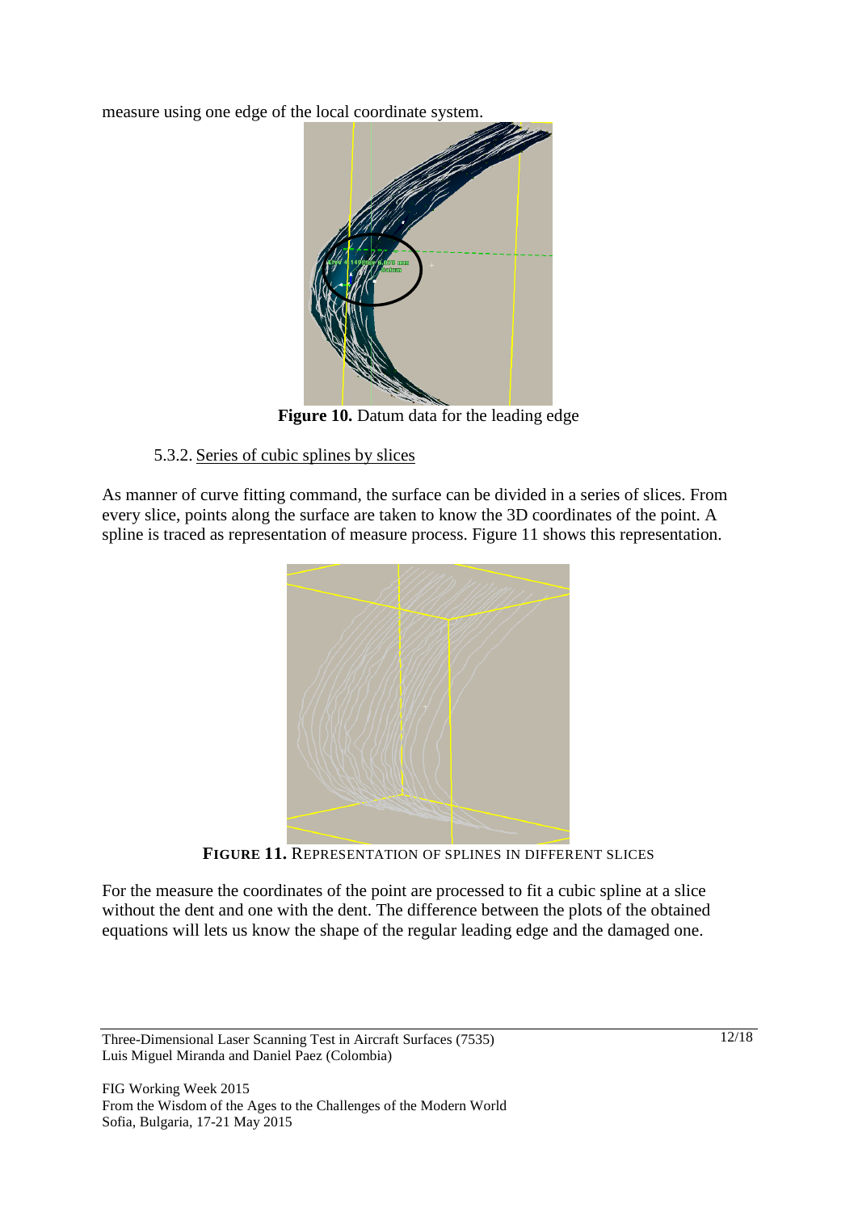measure using one edge of the local coordinate system.

**Figure 10.** Datum data for the leading edge

5.3.2. <u>Series of cubic splines by slices</u>

As manner of curve fitting command, the surface can be divided in a series of slices. From every slice, points along the surface are taken to know the 3D coordinates of the point. A spline is traced as representation of measure process. Figure 11 shows this representation.

**FIGURE 11.** REPRESENTATION OF SPLINES IN DIFFERENT SLICES

For the measure the coordinates of the point are processed to fit a cubic spline at a slice without the dent and one with the dent. The difference between the plots of the obtained equations will lets us know the shape of the regular leading edge and the damaged one.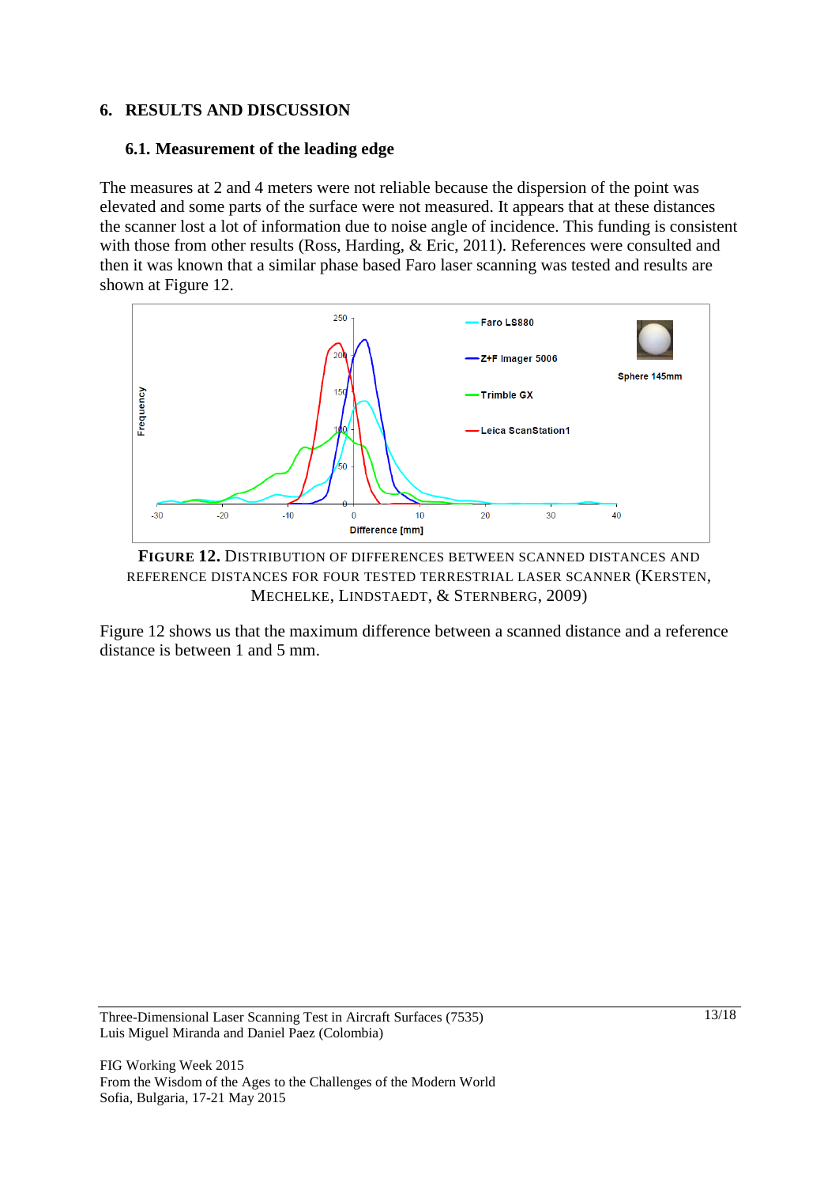## 6. RESULTS AND DISCUSSION

### 6.1. Measurement of the leading edge

The measures at 2 and 4 meters were not reliable because the dispersion of the point was elevated and some parts of the surface were not measured. It appears that at these distances the scanner lost a lot of information due to noise angle of incidence. This funding is consistent with those from other results (Ross, Harding, & Eric, 2011). References were consulted and then it was known that a similar phase based Faro laser scanning was tested and results are shown at Figure 12.

**FIGURE 12.** DISTRIBUTION OF DIFFERENCES BETWEEN SCANNED DISTANCES AND REFERENCE DISTANCES FOR FOUR TESTED TERRESTRIAL LASER SCANNER (KERSTEN, MECHELKE, LINDSTAEDT, & STERNBERG, 2009)

Figure 12 shows us that the maximum difference between a scanned distance and a reference distance is between 1 and 5 mm.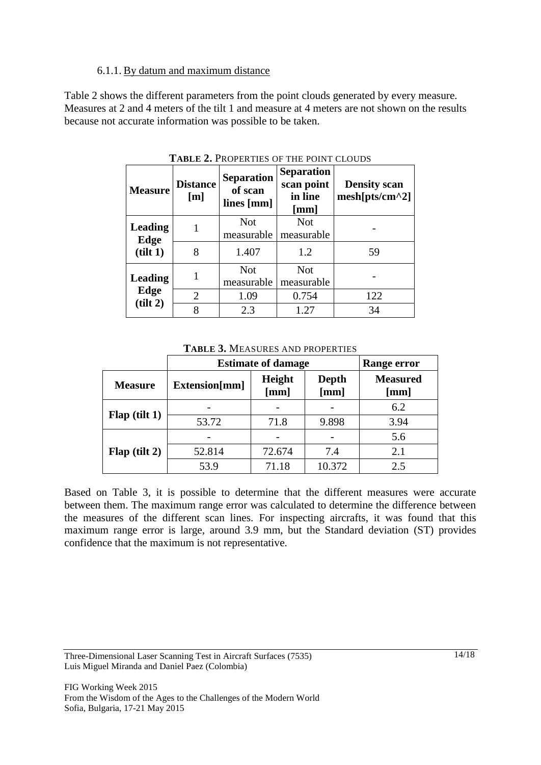#### 6.1.1. By datum and maximum distance

Table 2 shows the different parameters from the point clouds generated by every measure. Measures at 2 and 4 meters of the tilt 1 and measure at 4 meters are not shown on the results because not accurate information was possible to be taken.

**TABLE 2.** PROPERTIES OF THE POINT CLOUDS

| Measure | Distance [m] | Separation of scan lines [mm] | Separation scan point in line [mm] | Density scan mesh[pts/cm^2] |
|---|---|---|---|---|
| **Leading Edge (tilt 1)** | 1 | Not measurable | Not measurable | - |
| | 8 | 1.407 | 1.2 | 59 |
| **Leading Edge (tilt 2)** | 1 | Not measurable | Not measurable | - |
| | 2 | 1.09 | 0.754 | 122 |
| | 8 | 2.3 | 1.27 | 34 |

**TABLE 3.** MEASURES AND PROPERTIES

| | Estimate of damage | | | Range error |
|---|---|---|---|---|
| **Measure** | **Extension[mm]** | **Height [mm]** | **Depth [mm]** | **Measured [mm]** |
| **Flap (tilt 1)** | - | - | - | 6.2 |
| | 53.72 | 71.8 | 9.898 | 3.94 |
| **Flap (tilt 2)** | - | - | - | 5.6 |
| | 52.814 | 72.674 | 7.4 | 2.1 |
| | 53.9 | 71.18 | 10.372 | 2.5 |

Based on Table 3, it is possible to determine that the different measures were accurate between them. The maximum range error was calculated to determine the difference between the measures of the different scan lines. For inspecting aircrafts, it was found that this maximum range error is large, around 3.9 mm, but the Standard deviation (ST) provides confidence that the maximum is not representative.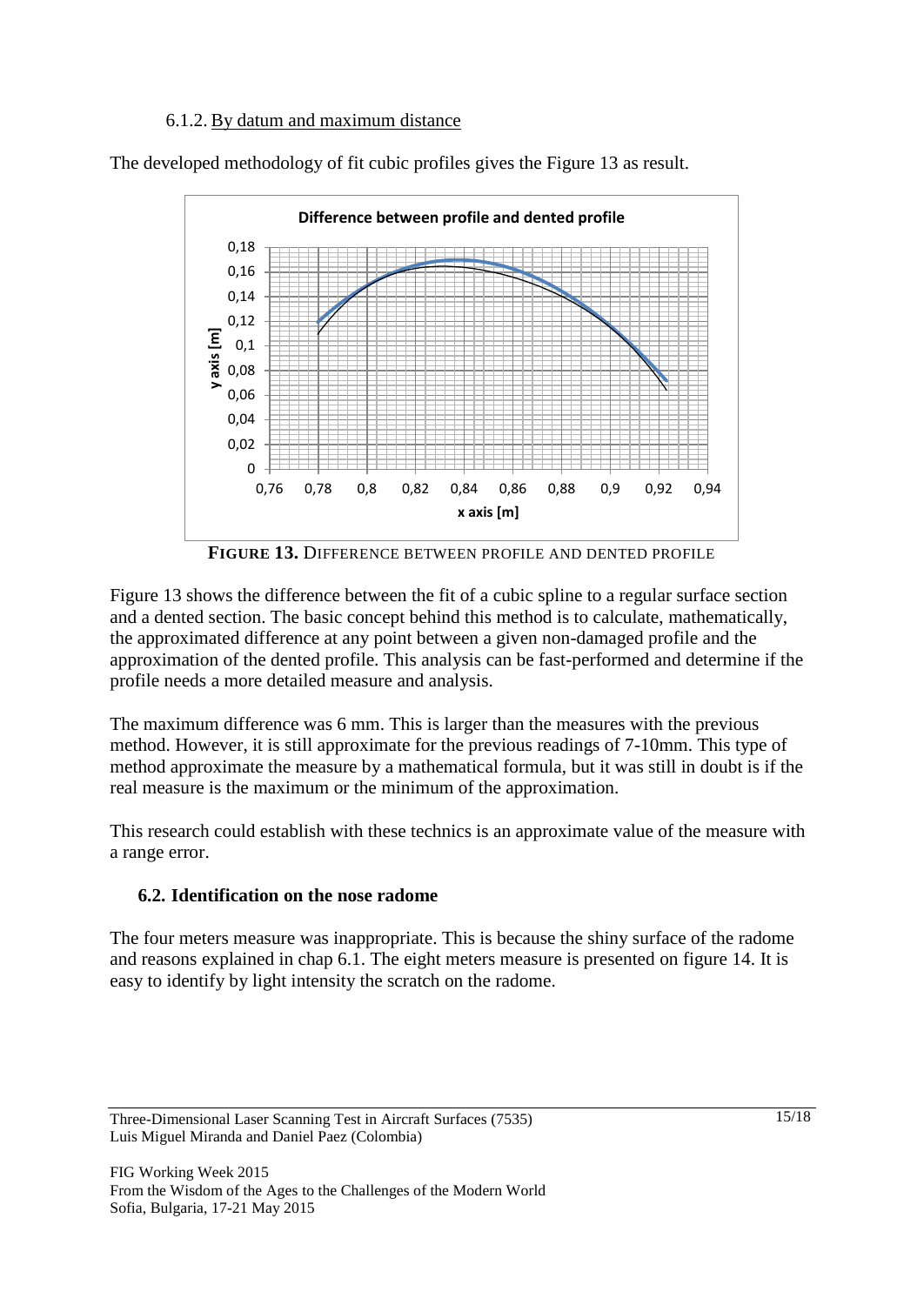### 6.1.2. By datum and maximum distance

The developed methodology of fit cubic profiles gives the Figure 13 as result.

**FIGURE 13.** DIFFERENCE BETWEEN PROFILE AND DENTED PROFILE

Figure 13 shows the difference between the fit of a cubic spline to a regular surface section and a dented section. The basic concept behind this method is to calculate, mathematically, the approximated difference at any point between a given non-damaged profile and the approximation of the dented profile. This analysis can be fast-performed and determine if the profile needs a more detailed measure and analysis.

The maximum difference was 6 mm. This is larger than the measures with the previous method. However, it is still approximate for the previous readings of 7-10mm. This type of method approximate the measure by a mathematical formula, but it was still in doubt is if the real measure is the maximum or the minimum of the approximation.

This research could establish with these technics is an approximate value of the measure with a range error.

## 6.2. Identification on the nose radome

The four meters measure was inappropriate. This is because the shiny surface of the radome and reasons explained in chap 6.1. The eight meters measure is presented on figure 14. It is easy to identify by light intensity the scratch on the radome.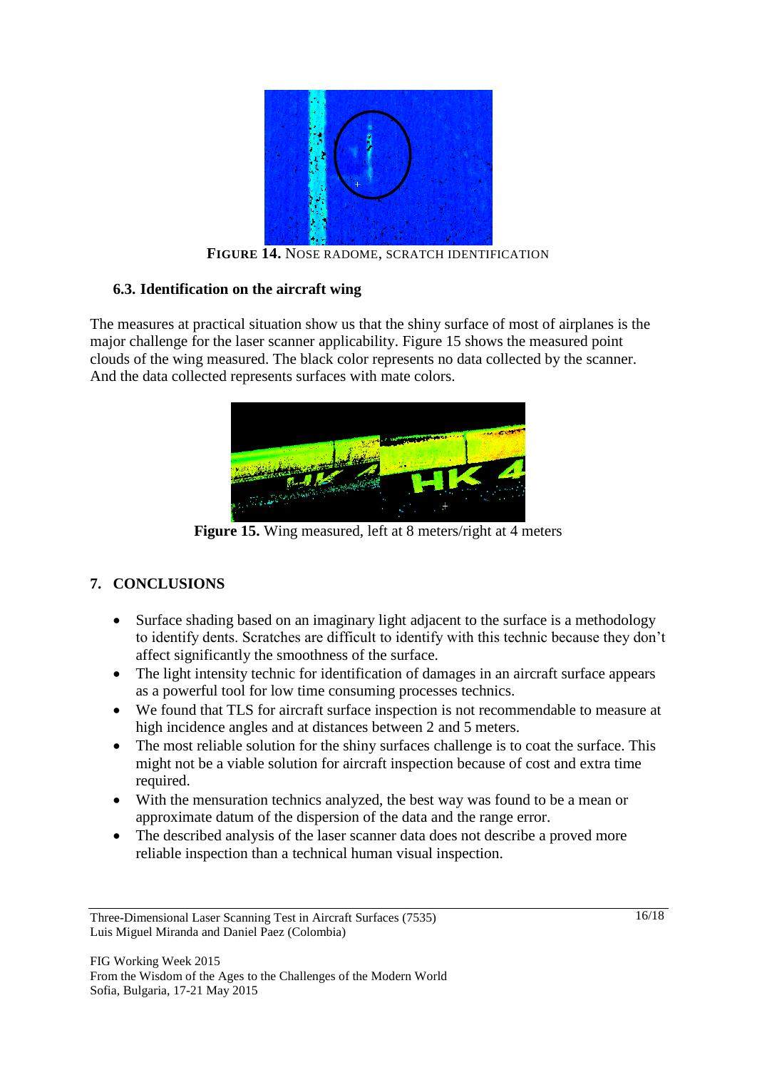**FIGURE 14.** NOSE RADOME, SCRATCH IDENTIFICATION

### 6.3. Identification on the aircraft wing

The measures at practical situation show us that the shiny surface of most of airplanes is the major challenge for the laser scanner applicability. Figure 15 shows the measured point clouds of the wing measured. The black color represents no data collected by the scanner. And the data collected represents surfaces with mate colors.

**Figure 15.** Wing measured, left at 8 meters/right at 4 meters

## 7. CONCLUSIONS

- Surface shading based on an imaginary light adjacent to the surface is a methodology to identify dents. Scratches are difficult to identify with this technic because they don't affect significantly the smoothness of the surface.
- The light intensity technic for identification of damages in an aircraft surface appears as a powerful tool for low time consuming processes technics.
- We found that TLS for aircraft surface inspection is not recommendable to measure at high incidence angles and at distances between 2 and 5 meters.
- The most reliable solution for the shiny surfaces challenge is to coat the surface. This might not be a viable solution for aircraft inspection because of cost and extra time required.
- With the mensuration technics analyzed, the best way was found to be a mean or approximate datum of the dispersion of the data and the range error.
- The described analysis of the laser scanner data does not describe a proved more reliable inspection than a technical human visual inspection.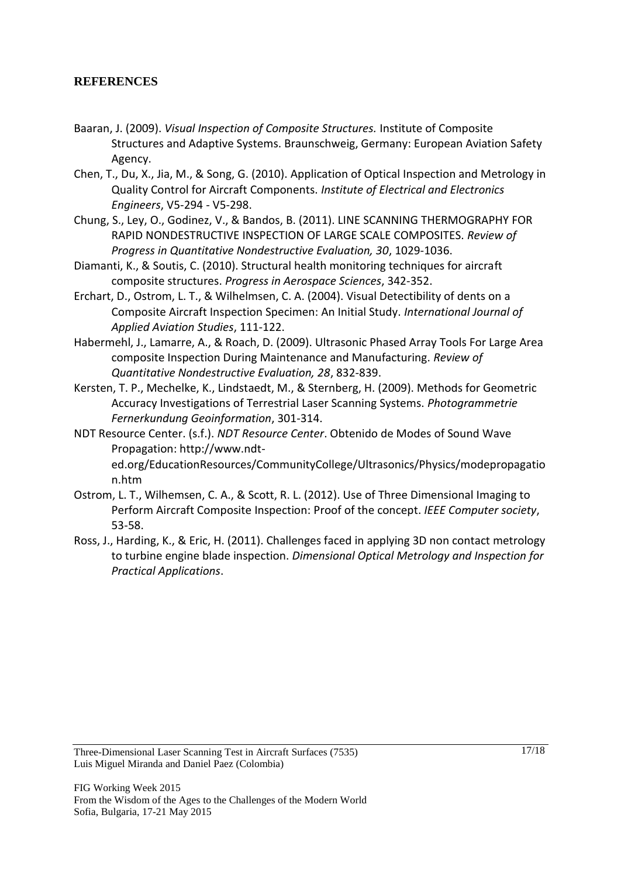## REFERENCES

Baaran, J. (2009). *Visual Inspection of Composite Structures.* Institute of Composite Structures and Adaptive Systems. Braunschweig, Germany: European Aviation Safety Agency.

Chen, T., Du, X., Jia, M., & Song, G. (2010). Application of Optical Inspection and Metrology in Quality Control for Aircraft Components. *Institute of Electrical and Electronics Engineers*, V5-294 - V5-298.

Chung, S., Ley, O., Godinez, V., & Bandos, B. (2011). LINE SCANNING THERMOGRAPHY FOR RAPID NONDESTRUCTIVE INSPECTION OF LARGE SCALE COMPOSITES. *Review of Progress in Quantitative Nondestructive Evaluation, 30*, 1029-1036.

Diamanti, K., & Soutis, C. (2010). Structural health monitoring techniques for aircraft composite structures. *Progress in Aerospace Sciences*, 342-352.

Erchart, D., Ostrom, L. T., & Wilhelmsen, C. A. (2004). Visual Detectibility of dents on a Composite Aircraft Inspection Specimen: An Initial Study. *International Journal of Applied Aviation Studies*, 111-122.

Habermehl, J., Lamarre, A., & Roach, D. (2009). Ultrasonic Phased Array Tools For Large Area composite Inspection During Maintenance and Manufacturing. *Review of Quantitative Nondestructive Evaluation, 28*, 832-839.

Kersten, T. P., Mechelke, K., Lindstaedt, M., & Sternberg, H. (2009). Methods for Geometric Accuracy Investigations of Terrestrial Laser Scanning Systems. *Photogrammetrie Fernerkundung Geoinformation*, 301-314.

NDT Resource Center. (s.f.). *NDT Resource Center*. Obtenido de Modes of Sound Wave Propagation: http://www.ndt-ed.org/EducationResources/CommunityCollege/Ultrasonics/Physics/modepropagation.htm

Ostrom, L. T., Wilhemsen, C. A., & Scott, R. L. (2012). Use of Three Dimensional Imaging to Perform Aircraft Composite Inspection: Proof of the concept. *IEEE Computer society*, 53-58.

Ross, J., Harding, K., & Eric, H. (2011). Challenges faced in applying 3D non contact metrology to turbine engine blade inspection. *Dimensional Optical Metrology and Inspection for Practical Applications*.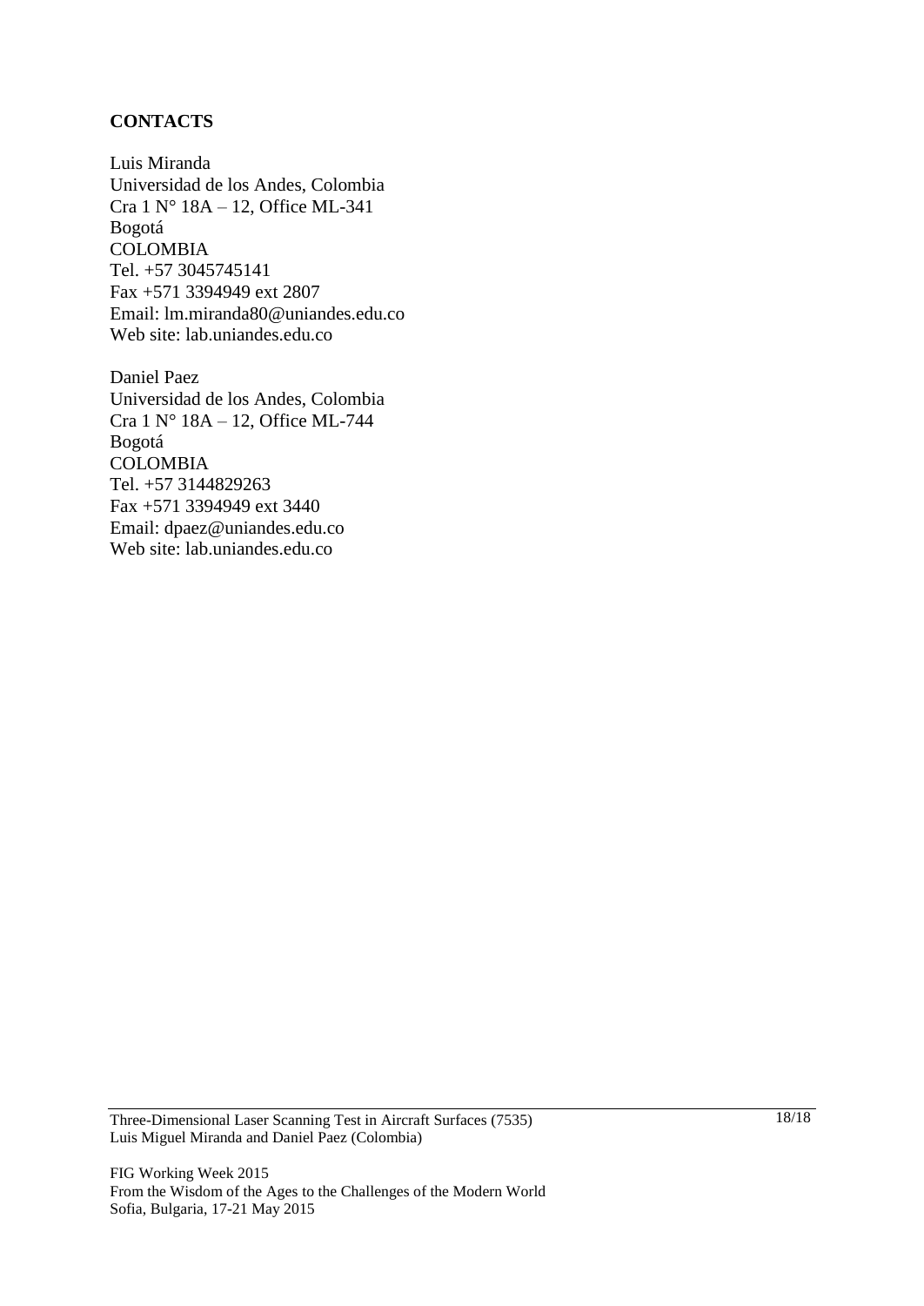**CONTACTS**

Luis Miranda  
Universidad de los Andes, Colombia  
Cra 1 N° 18A – 12, Office ML-341  
Bogotá  
COLOMBIA  
Tel. +57 3045745141  
Fax +571 3394949 ext 2807  
Email: lm.miranda80@uniandes.edu.co  
Web site: lab.uniandes.edu.co

Daniel Paez  
Universidad de los Andes, Colombia  
Cra 1 N° 18A – 12, Office ML-744  
Bogotá  
COLOMBIA  
Tel. +57 3144829263  
Fax +571 3394949 ext 3440  
Email: dpaez@uniandes.edu.co  
Web site: lab.uniandes.edu.co